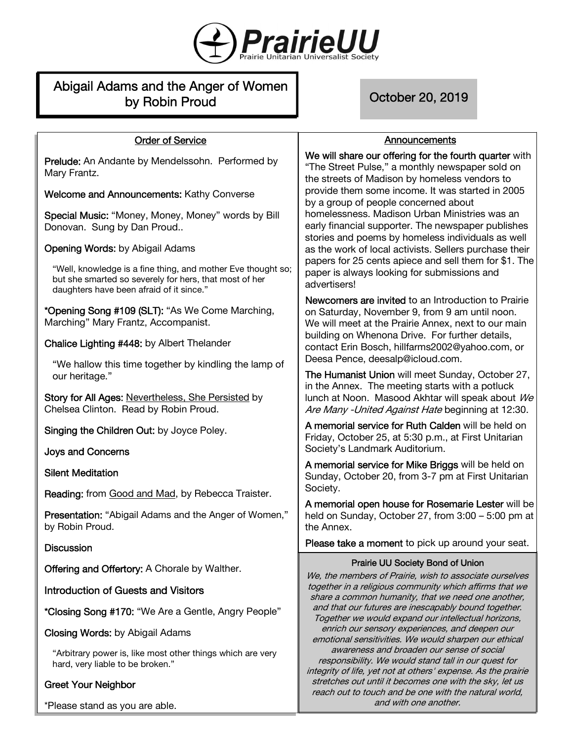# PrairieUU

Prairie Unitarian Universalist Society

## Abigail Adams and the Anger of Women by Robin Proud

**October 20, 2019**

### Order of Service

**Prelude:** An Andante by Mendelssohn. Performed by Mary Frantz.

**Welcome and Announcements:** Kathy Converse

**Special Music:** "Money, Money, Money" words by Bill Donovan. Sung by Dan Proud..

**Opening Words:** by Abigail Adams

> "Well, knowledge is a fine thing, and mother Eve thought so; but she smarted so severely for hers, that most of her daughters have been afraid of it since."

**\*Opening Song #109 (SLT):** "As We Come Marching, Marching" Mary Frantz, Accompanist.

**Chalice Lighting #448:** by Albert Thelander

> "We hallow this time together by kindling the lamp of our heritage."

**Story for All Ages:** Nevertheless, She Persisted by Chelsea Clinton. Read by Robin Proud.

**Singing the Children Out:** by Joyce Poley.

**Joys and Concerns**

**Silent Meditation**

**Reading:** from Good and Mad, by Rebecca Traister.

**Presentation:** "Abigail Adams and the Anger of Women," by Robin Proud.

**Discussion**

**Offering and Offertory:** A Chorale by Walther.

**Introduction of Guests and Visitors**

**\*Closing Song #170:** "We Are a Gentle, Angry People"

**Closing Words:** by Abigail Adams

> "Arbitrary power is, like most other things which are very hard, very liable to be broken."

**Greet Your Neighbor**

\*Please stand as you are able.

### Announcements

**We will share our offering for the fourth quarter** with "The Street Pulse," a monthly newspaper sold on the streets of Madison by homeless vendors to provide them some income. It was started in 2005 by a group of people concerned about homelessness. Madison Urban Ministries was an early financial supporter. The newspaper publishes stories and poems by homeless individuals as well as the work of local activists. Sellers purchase their papers for 25 cents apiece and sell them for $1. The paper is always looking for submissions and advertisers!

**Newcomers are invited** to an Introduction to Prairie on Saturday, November 9, from 9 am until noon. We will meet at the Prairie Annex, next to our main building on Whenona Drive. For further details, contact Erin Bosch, hillfarms2002@yahoo.com, or Deesa Pence, deesalp@icloud.com.

**The Humanist Union** will meet Sunday, October 27, in the Annex. The meeting starts with a potluck lunch at Noon. Masood Akhtar will speak about *We Are Many -United Against Hate* beginning at 12:30.

**A memorial service for Ruth Calden** will be held on Friday, October 25, at 5:30 p.m., at First Unitarian Society's Landmark Auditorium.

**A memorial service for Mike Briggs** will be held on Sunday, October 20, from 3-7 pm at First Unitarian Society.

**A memorial open house for Rosemarie Lester** will be held on Sunday, October 27, from 3:00 – 5:00 pm at the Annex.

**Please take a moment** to pick up around your seat.

### Prairie UU Society Bond of Union

*We, the members of Prairie, wish to associate ourselves together in a religious community which affirms that we share a common humanity, that we need one another, and that our futures are inescapably bound together. Together we would expand our intellectual horizons, enrich our sensory experiences, and deepen our emotional sensitivities. We would sharpen our ethical awareness and broaden our sense of social responsibility. We would stand tall in our quest for integrity of life, yet not at others' expense. As the prairie stretches out until it becomes one with the sky, let us reach out to touch and be one with the natural world, and with one another.*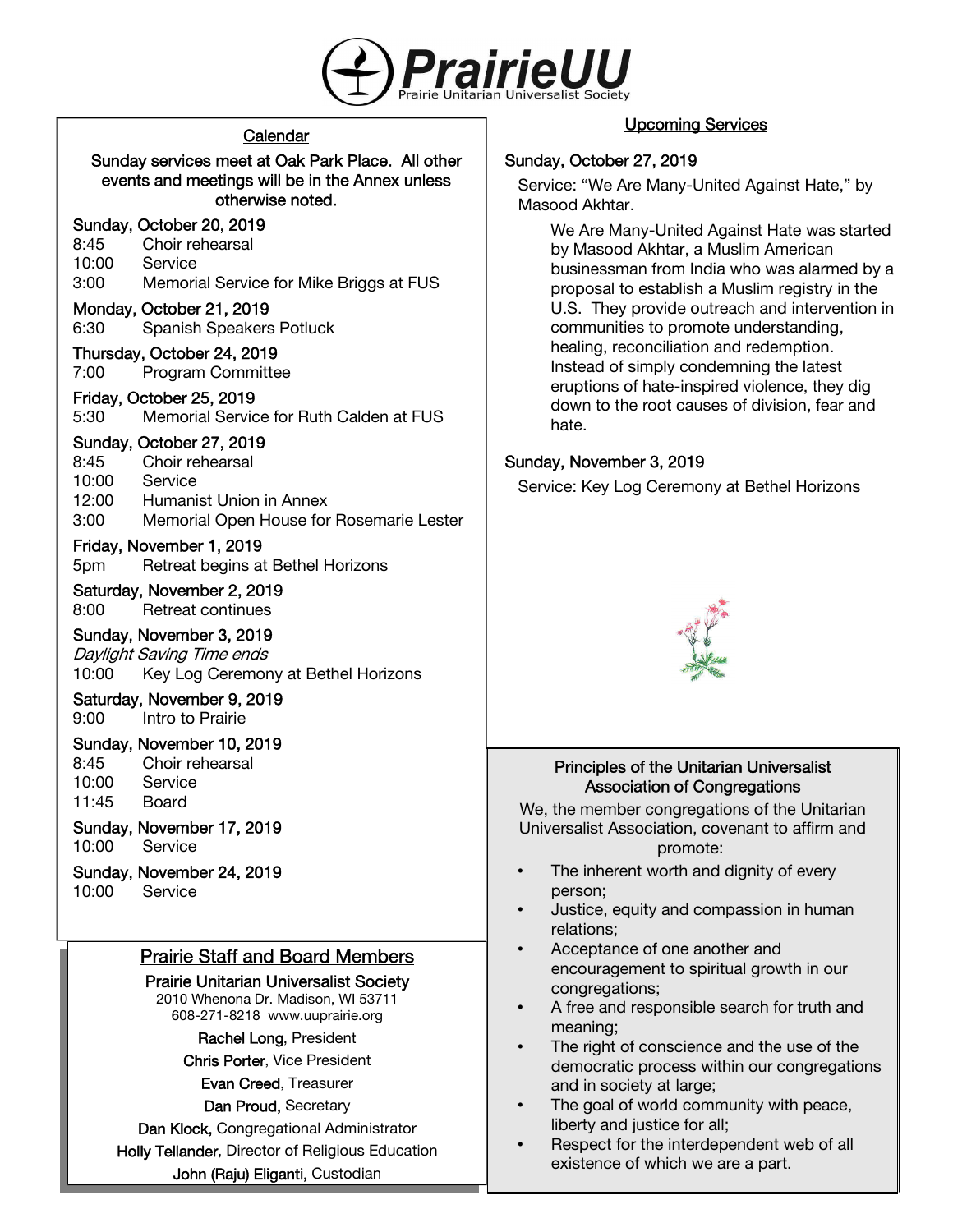# PrairieUU

Prairie Unitarian Universalist Society

## Calendar

**Sunday services meet at Oak Park Place. All other events and meetings will be in the Annex unless otherwise noted.**

**Sunday, October 20, 2019**
8:45 Choir rehearsal
10:00 Service
3:00 Memorial Service for Mike Briggs at FUS

**Monday, October 21, 2019**
6:30 Spanish Speakers Potluck

**Thursday, October 24, 2019**
7:00 Program Committee

**Friday, October 25, 2019**
5:30 Memorial Service for Ruth Calden at FUS

**Sunday, October 27, 2019**
8:45 Choir rehearsal
10:00 Service
12:00 Humanist Union in Annex
3:00 Memorial Open House for Rosemarie Lester

**Friday, November 1, 2019**
5pm Retreat begins at Bethel Horizons

**Saturday, November 2, 2019**
8:00 Retreat continues

**Sunday, November 3, 2019**
*Daylight Saving Time ends*
10:00 Key Log Ceremony at Bethel Horizons

**Saturday, November 9, 2019**
9:00 Intro to Prairie

**Sunday, November 10, 2019**
8:45 Choir rehearsal
10:00 Service
11:45 Board

**Sunday, November 17, 2019**
10:00 Service

**Sunday, November 24, 2019**
10:00 Service

## Prairie Staff and Board Members

**Prairie Unitarian Universalist Society**
2010 Whenona Dr. Madison, WI 53711
608-271-8218 www.uuprairie.org

**Rachel Long**, President
**Chris Porter**, Vice President
**Evan Creed**, Treasurer
**Dan Proud**, Secretary
**Dan Klock**, Congregational Administrator
**Holly Tellander**, Director of Religious Education
**John (Raju) Eliganti**, Custodian

## Upcoming Services

**Sunday, October 27, 2019**

Service: "We Are Many-United Against Hate," by Masood Akhtar.

We Are Many-United Against Hate was started by Masood Akhtar, a Muslim American businessman from India who was alarmed by a proposal to establish a Muslim registry in the U.S. They provide outreach and intervention in communities to promote understanding, healing, reconciliation and redemption. Instead of simply condemning the latest eruptions of hate-inspired violence, they dig down to the root causes of division, fear and hate.

**Sunday, November 3, 2019**

Service: Key Log Ceremony at Bethel Horizons

## Principles of the Unitarian Universalist Association of Congregations

We, the member congregations of the Unitarian Universalist Association, covenant to affirm and promote:

- The inherent worth and dignity of every person;
- Justice, equity and compassion in human relations;
- Acceptance of one another and encouragement to spiritual growth in our congregations;
- A free and responsible search for truth and meaning;
- The right of conscience and the use of the democratic process within our congregations and in society at large;
- The goal of world community with peace, liberty and justice for all;
- Respect for the interdependent web of all existence of which we are a part.